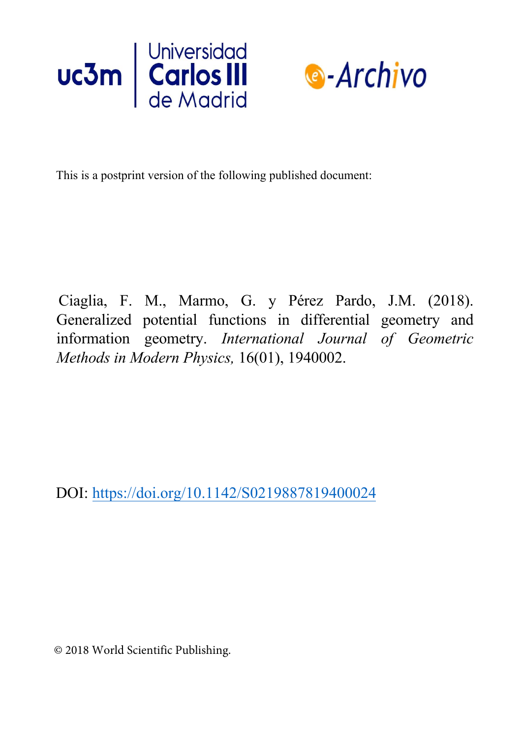This is a postprint version of the following published document:

Ciaglia, F. M., Marmo, G. y Pérez Pardo, J.M. (2018). Generalized potential functions in differential geometry and information geometry. *International Journal of Geometric Methods in Modern Physics,* 16(01), 1940002.

DOI: https://doi.org/10.1142/S0219887819400024

© 2018 World Scientific Publishing.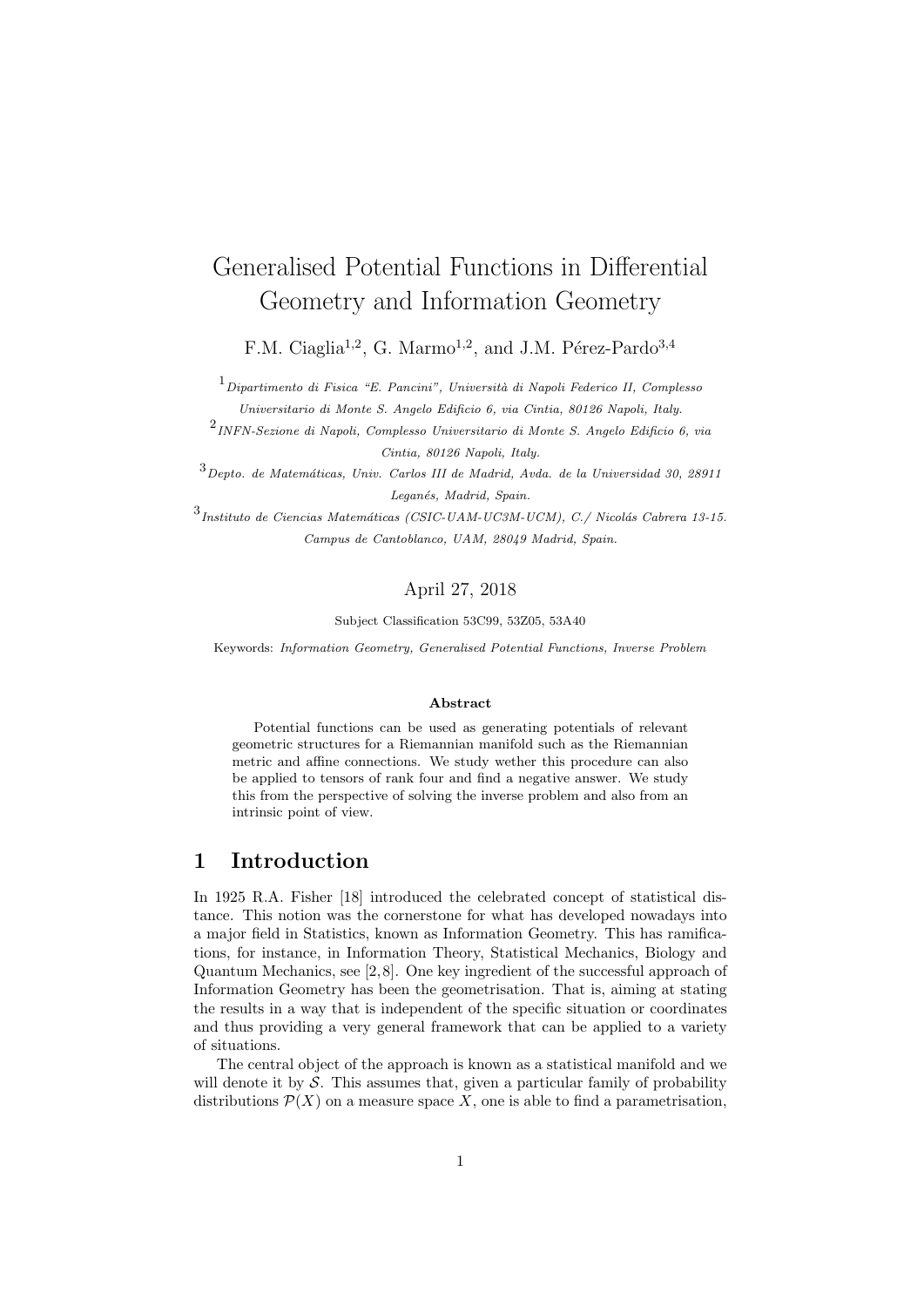# Generalised Potential Functions in Differential Geometry and Information Geometry

F.M. Ciaglia[1,2], G. Marmo[1,2], and J.M. Pérez-Pardo[3,4]

[1] *Dipartimento di Fisica "E. Pancini", Università di Napoli Federico II, Complesso Universitario di Monte S. Angelo Edificio 6, via Cintia, 80126 Napoli, Italy.*

[2] *INFN-Sezione di Napoli, Complesso Universitario di Monte S. Angelo Edificio 6, via Cintia, 80126 Napoli, Italy.*

[3] *Depto. de Matemáticas, Univ. Carlos III de Madrid, Avda. de la Universidad 30, 28911 Leganés, Madrid, Spain.*

[3] *Instituto de Ciencias Matemáticas (CSIC-UAM-UC3M-UCM), C./ Nicolás Cabrera 13-15. Campus de Cantoblanco, UAM, 28049 Madrid, Spain.*

April 27, 2018

Subject Classification 53C99, 53Z05, 53A40

Keywords: *Information Geometry, Generalised Potential Functions, Inverse Problem*

**Abstract**

Potential functions can be used as generating potentials of relevant geometric structures for a Riemannian manifold such as the Riemannian metric and affine connections. We study wether this procedure can also be applied to tensors of rank four and find a negative answer. We study this from the perspective of solving the inverse problem and also from an intrinsic point of view.

## 1 Introduction

In 1925 R.A. Fisher [18] introduced the celebrated concept of statistical distance. This notion was the cornerstone for what has developed nowadays into a major field in Statistics, known as Information Geometry. This has ramifications, for instance, in Information Theory, Statistical Mechanics, Biology and Quantum Mechanics, see [2,8]. One key ingredient of the successful approach of Information Geometry has been the geometrisation. That is, aiming at stating the results in a way that is independent of the specific situation or coordinates and thus providing a very general framework that can be applied to a variety of situations.

The central object of the approach is known as a statistical manifold and we will denote it by $\mathcal{S}$. This assumes that, given a particular family of probability distributions $\mathcal{P}(X)$ on a measure space $X$, one is able to find a parametrisation,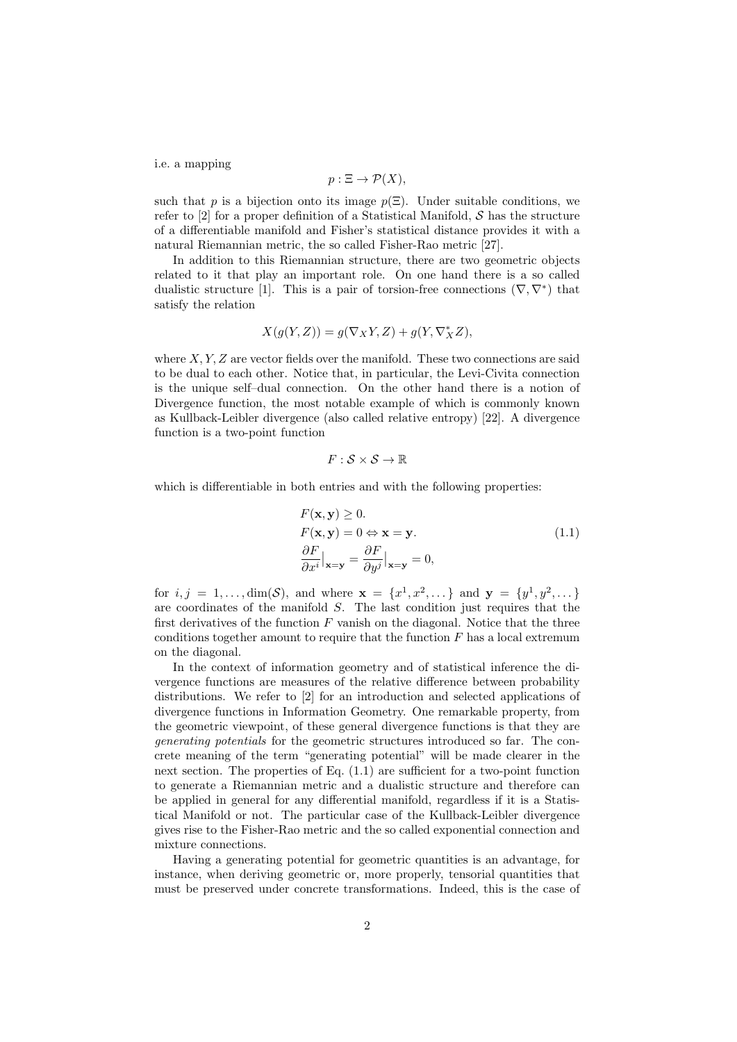i.e. a mapping

$$p : \Xi \to \mathcal{P}(X),$$

such that $p$ is a bijection onto its image $p(\Xi)$. Under suitable conditions, we refer to [2] for a proper definition of a Statistical Manifold, $\mathcal{S}$ has the structure of a differentiable manifold and Fisher's statistical distance provides it with a natural Riemannian metric, the so called Fisher-Rao metric [27].

In addition to this Riemannian structure, there are two geometric objects related to it that play an important role. On one hand there is a so called dualistic structure [1]. This is a pair of torsion-free connections $(\nabla, \nabla^*)$ that satisfy the relation

$$X(g(Y,Z)) = g(\nabla_X Y, Z) + g(Y, \nabla^*_X Z),$$

where $X, Y, Z$ are vector fields over the manifold. These two connections are said to be dual to each other. Notice that, in particular, the Levi-Civita connection is the unique self–dual connection. On the other hand there is a notion of Divergence function, the most notable example of which is commonly known as Kullback-Leibler divergence (also called relative entropy) [22]. A divergence function is a two-point function

$$F : \mathcal{S} \times \mathcal{S} \to \mathbb{R}$$

which is differentiable in both entries and with the following properties:

$$\begin{aligned} &F(\mathbf{x}, \mathbf{y}) \geq 0. \\ &F(\mathbf{x}, \mathbf{y}) = 0 \Leftrightarrow \mathbf{x} = \mathbf{y}. \\ &\frac{\partial F}{\partial x^i}\Big|_{\mathbf{x}=\mathbf{y}} = \frac{\partial F}{\partial y^j}\Big|_{\mathbf{x}=\mathbf{y}} = 0, \end{aligned} \tag{1.1}$$

for $i, j = 1, \ldots, \dim(\mathcal{S})$, and where $\mathbf{x} = \{x^1, x^2, \ldots\}$ and $\mathbf{y} = \{y^1, y^2, \ldots\}$ are coordinates of the manifold $S$. The last condition just requires that the first derivatives of the function $F$ vanish on the diagonal. Notice that the three conditions together amount to require that the function $F$ has a local extremum on the diagonal.

In the context of information geometry and of statistical inference the divergence functions are measures of the relative difference between probability distributions. We refer to [2] for an introduction and selected applications of divergence functions in Information Geometry. One remarkable property, from the geometric viewpoint, of these general divergence functions is that they are *generating potentials* for the geometric structures introduced so far. The concrete meaning of the term "generating potential" will be made clearer in the next section. The properties of Eq. (1.1) are sufficient for a two-point function to generate a Riemannian metric and a dualistic structure and therefore can be applied in general for any differential manifold, regardless if it is a Statistical Manifold or not. The particular case of the Kullback-Leibler divergence gives rise to the Fisher-Rao metric and the so called exponential connection and mixture connections.

Having a generating potential for geometric quantities is an advantage, for instance, when deriving geometric or, more properly, tensorial quantities that must be preserved under concrete transformations. Indeed, this is the case of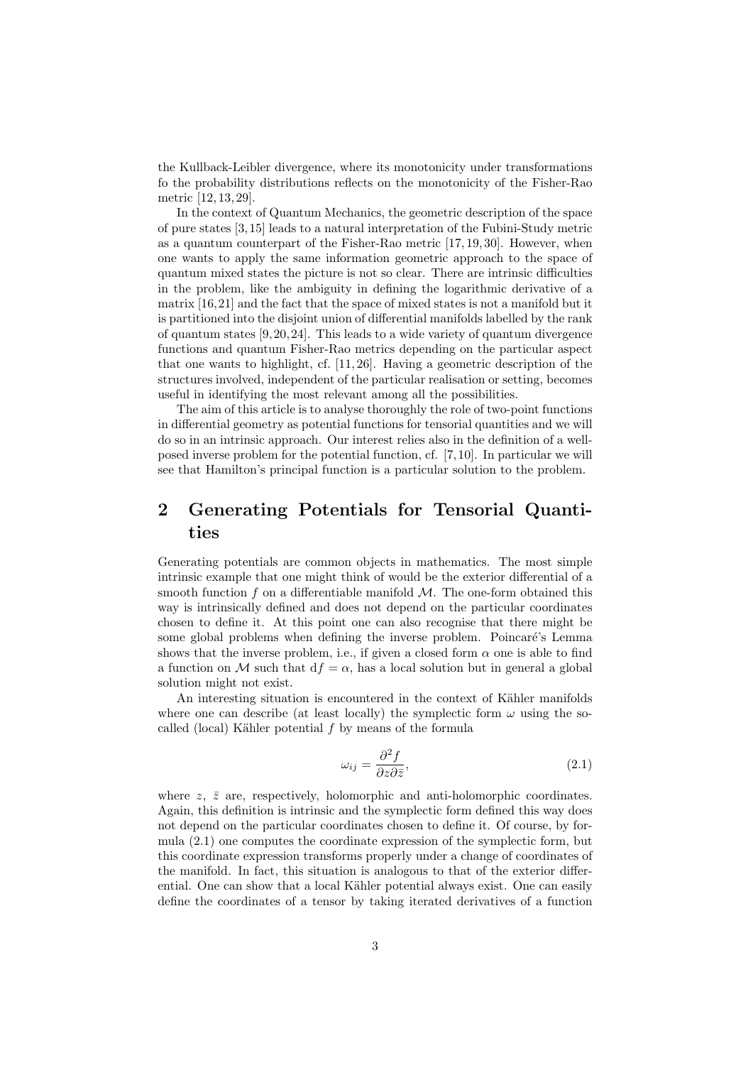the Kullback-Leibler divergence, where its monotonicity under transformations fo the probability distributions reflects on the monotonicity of the Fisher-Rao metric [12, 13, 29].

In the context of Quantum Mechanics, the geometric description of the space of pure states [3, 15] leads to a natural interpretation of the Fubini-Study metric as a quantum counterpart of the Fisher-Rao metric [17, 19, 30]. However, when one wants to apply the same information geometric approach to the space of quantum mixed states the picture is not so clear. There are intrinsic difficulties in the problem, like the ambiguity in defining the logarithmic derivative of a matrix [16, 21] and the fact that the space of mixed states is not a manifold but it is partitioned into the disjoint union of differential manifolds labelled by the rank of quantum states [9, 20, 24]. This leads to a wide variety of quantum divergence functions and quantum Fisher-Rao metrics depending on the particular aspect that one wants to highlight, cf. [11, 26]. Having a geometric description of the structures involved, independent of the particular realisation or setting, becomes useful in identifying the most relevant among all the possibilities.

The aim of this article is to analyse thoroughly the role of two-point functions in differential geometry as potential functions for tensorial quantities and we will do so in an intrinsic approach. Our interest relies also in the definition of a well-posed inverse problem for the potential function, cf. [7, 10]. In particular we will see that Hamilton's principal function is a particular solution to the problem.

## 2 Generating Potentials for Tensorial Quantities

Generating potentials are common objects in mathematics. The most simple intrinsic example that one might think of would be the exterior differential of a smooth function $f$ on a differentiable manifold $\mathcal{M}$. The one-form obtained this way is intrinsically defined and does not depend on the particular coordinates chosen to define it. At this point one can also recognise that there might be some global problems when defining the inverse problem. Poincaré's Lemma shows that the inverse problem, i.e., if given a closed form $\alpha$ one is able to find a function on $\mathcal{M}$ such that $\mathrm{d}f = \alpha$, has a local solution but in general a global solution might not exist.

An interesting situation is encountered in the context of Kähler manifolds where one can describe (at least locally) the symplectic form $\omega$ using the so-called (local) Kähler potential $f$ by means of the formula

$$\omega_{ij} = \frac{\partial^2 f}{\partial z \partial \bar{z}}, \tag{2.1}$$

where $z$, $\bar{z}$ are, respectively, holomorphic and anti-holomorphic coordinates. Again, this definition is intrinsic and the symplectic form defined this way does not depend on the particular coordinates chosen to define it. Of course, by formula (2.1) one computes the coordinate expression of the symplectic form, but this coordinate expression transforms properly under a change of coordinates of the manifold. In fact, this situation is analogous to that of the exterior differential. One can show that a local Kähler potential always exist. One can easily define the coordinates of a tensor by taking iterated derivatives of a function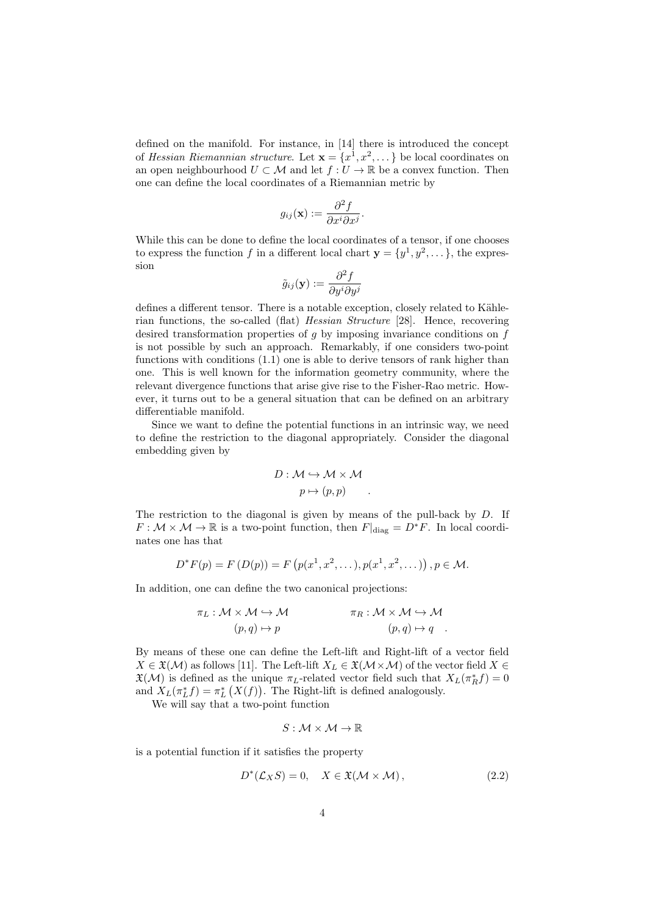defined on the manifold. For instance, in [14] there is introduced the concept of *Hessian Riemannian structure*. Let $\mathbf{x} = \{x^1, x^2, \dots\}$ be local coordinates on an open neighbourhood $U \subset \mathcal{M}$ and let $f : U \to \mathbb{R}$ be a convex function. Then one can define the local coordinates of a Riemannian metric by

$$g_{ij}(\mathbf{x}) := \frac{\partial^2 f}{\partial x^i \partial x^j}.$$

While this can be done to define the local coordinates of a tensor, if one chooses to express the function $f$ in a different local chart $\mathbf{y} = \{y^1, y^2, \dots\}$, the expression

$$\tilde{g}_{ij}(\mathbf{y}) := \frac{\partial^2 f}{\partial y^i \partial y^j}$$

defines a different tensor. There is a notable exception, closely related to Kählerian functions, the so-called (flat) *Hessian Structure* [28]. Hence, recovering desired transformation properties of $g$ by imposing invariance conditions on $f$ is not possible by such an approach. Remarkably, if one considers two-point functions with conditions (1.1) one is able to derive tensors of rank higher than one. This is well known for the information geometry community, where the relevant divergence functions that arise give rise to the Fisher-Rao metric. However, it turns out to be a general situation that can be defined on an arbitrary differentiable manifold.

Since we want to define the potential functions in an intrinsic way, we need to define the restriction to the diagonal appropriately. Consider the diagonal embedding given by

$$\begin{aligned} D : \mathcal{M} &\hookrightarrow \mathcal{M} \times \mathcal{M} \\ p &\mapsto (p, p) \end{aligned} .$$

The restriction to the diagonal is given by means of the pull-back by $D$. If $F : \mathcal{M} \times \mathcal{M} \to \mathbb{R}$ is a two-point function, then $F|_{\text{diag}} = D^* F$. In local coordinates one has that

$$D^* F(p) = F\left(D(p)\right) = F\left(p(x^1, x^2, \dots), p(x^1, x^2, \dots)\right), p \in \mathcal{M}.$$

In addition, one can define the two canonical projections:

$$\begin{aligned} \pi_L : \mathcal{M} \times \mathcal{M} &\hookrightarrow \mathcal{M} \\ (p, q) &\mapsto p \end{aligned} \qquad \begin{aligned} \pi_R : \mathcal{M} \times \mathcal{M} &\hookrightarrow \mathcal{M} \\ (p, q) &\mapsto q \end{aligned} .$$

By means of these one can define the Left-lift and Right-lift of a vector field $X \in \mathfrak{X}(\mathcal{M})$ as follows [11]. The Left-lift $X_L \in \mathfrak{X}(\mathcal{M} \times \mathcal{M})$ of the vector field $X \in \mathfrak{X}(\mathcal{M})$ is defined as the unique $\pi_L$-related vector field such that $X_L(\pi_R^* f) = 0$ and $X_L(\pi_L^* f) = \pi_L^*\left(X(f)\right)$. The Right-lift is defined analogously.

We will say that a two-point function

$$S : \mathcal{M} \times \mathcal{M} \to \mathbb{R}$$

is a potential function if it satisfies the property

$$D^*(\mathcal{L}_X S) = 0, \quad X \in \mathfrak{X}(\mathcal{M} \times \mathcal{M}), \tag{2.2}$$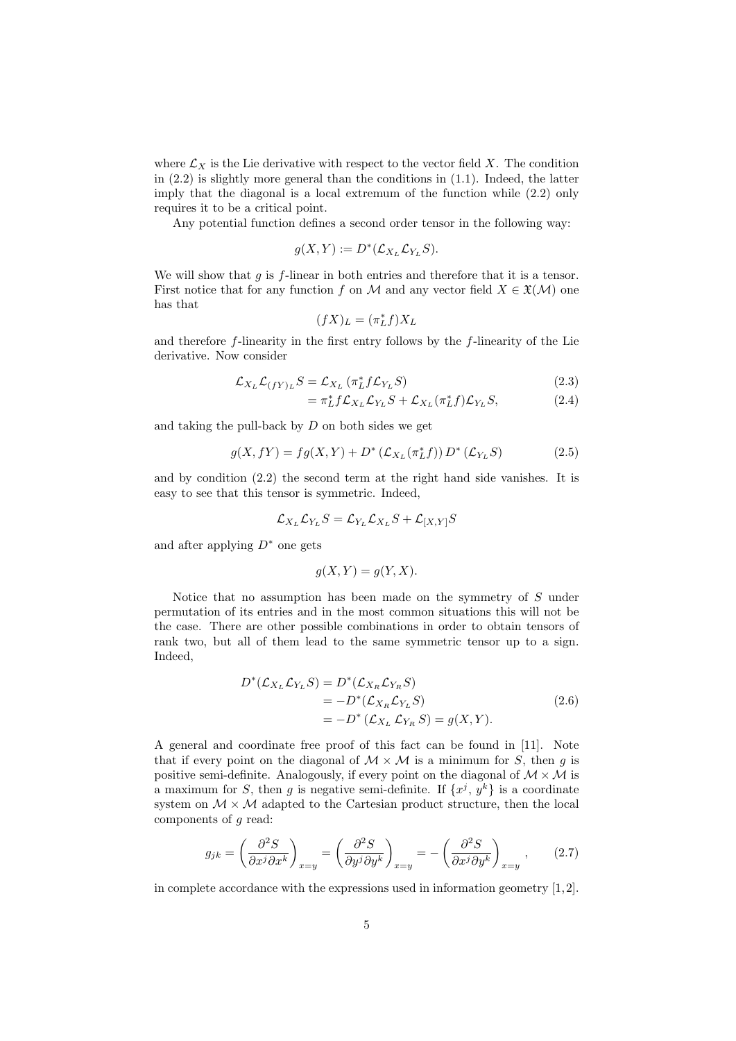where $\mathcal{L}_X$ is the Lie derivative with respect to the vector field $X$. The condition in (2.2) is slightly more general than the conditions in (1.1). Indeed, the latter imply that the diagonal is a local extremum of the function while (2.2) only requires it to be a critical point.

Any potential function defines a second order tensor in the following way:

$$g(X,Y) := D^*(\mathcal{L}_{X_L}\mathcal{L}_{Y_L}S).$$

We will show that $g$ is $f$-linear in both entries and therefore that it is a tensor. First notice that for any function $f$ on $\mathcal{M}$ and any vector field $X \in \mathfrak{X}(\mathcal{M})$ one has that

$$(fX)_L = (\pi_L^* f)X_L$$

and therefore $f$-linearity in the first entry follows by the $f$-linearity of the Lie derivative. Now consider

$$\mathcal{L}_{X_L}\mathcal{L}_{(fY)_L}S = \mathcal{L}_{X_L}\left(\pi_L^* f \mathcal{L}_{Y_L}S\right) \tag{2.3}$$

$$= \pi_L^* f \mathcal{L}_{X_L}\mathcal{L}_{Y_L}S + \mathcal{L}_{X_L}(\pi_L^* f)\mathcal{L}_{Y_L}S, \tag{2.4}$$

and taking the pull-back by $D$ on both sides we get

$$g(X, fY) = fg(X,Y) + D^*\left(\mathcal{L}_{X_L}(\pi_L^* f)\right) D^*\left(\mathcal{L}_{Y_L}S\right) \tag{2.5}$$

and by condition (2.2) the second term at the right hand side vanishes. It is easy to see that this tensor is symmetric. Indeed,

$$\mathcal{L}_{X_L}\mathcal{L}_{Y_L}S = \mathcal{L}_{Y_L}\mathcal{L}_{X_L}S + \mathcal{L}_{[X,Y]}S$$

and after applying $D^*$ one gets

$$g(X,Y) = g(Y,X).$$

Notice that no assumption has been made on the symmetry of $S$ under permutation of its entries and in the most common situations this will not be the case. There are other possible combinations in order to obtain tensors of rank two, but all of them lead to the same symmetric tensor up to a sign. Indeed,

$$\begin{aligned} D^*(\mathcal{L}_{X_L}\mathcal{L}_{Y_L}S) &= D^*(\mathcal{L}_{X_R}\mathcal{L}_{Y_R}S) \\ &= -D^*(\mathcal{L}_{X_R}\mathcal{L}_{Y_L}S) \\ &= -D^*\left(\mathcal{L}_{X_L}\mathcal{L}_{Y_R}S\right) = g(X,Y). \end{aligned} \tag{2.6}$$

A general and coordinate free proof of this fact can be found in [11]. Note that if every point on the diagonal of $\mathcal{M}\times\mathcal{M}$ is a minimum for $S$, then $g$ is positive semi-definite. Analogously, if every point on the diagonal of $\mathcal{M}\times\mathcal{M}$ is a maximum for $S$, then $g$ is negative semi-definite. If $\{x^j, y^k\}$ is a coordinate system on $\mathcal{M}\times\mathcal{M}$ adapted to the Cartesian product structure, then the local components of $g$ read:

$$g_{jk} = \left(\frac{\partial^2 S}{\partial x^j \partial x^k}\right)_{x=y} = \left(\frac{\partial^2 S}{\partial y^j \partial y^k}\right)_{x=y} = -\left(\frac{\partial^2 S}{\partial x^j \partial y^k}\right)_{x=y}, \tag{2.7}$$

in complete accordance with the expressions used in information geometry [1,2].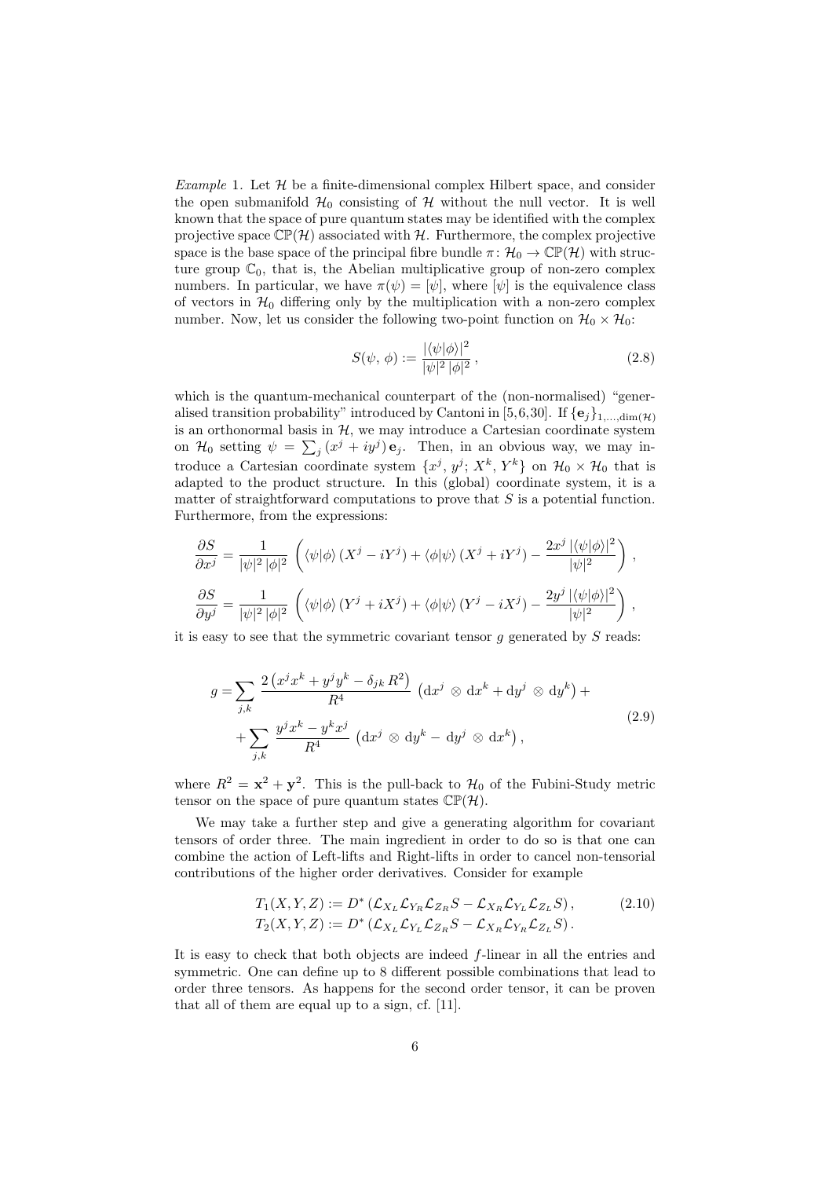*Example* 1. Let $\mathcal{H}$ be a finite-dimensional complex Hilbert space, and consider the open submanifold $\mathcal{H}_0$ consisting of $\mathcal{H}$ without the null vector. It is well known that the space of pure quantum states may be identified with the complex projective space $\mathbb{CP}(\mathcal{H})$ associated with $\mathcal{H}$. Furthermore, the complex projective space is the base space of the principal fibre bundle $\pi \colon \mathcal{H}_0 \to \mathbb{CP}(\mathcal{H})$ with structure group $\mathbb{C}_0$, that is, the Abelian multiplicative group of non-zero complex numbers. In particular, we have $\pi(\psi) = [\psi]$, where $[\psi]$ is the equivalence class of vectors in $\mathcal{H}_0$ differing only by the multiplication with a non-zero complex number. Now, let us consider the following two-point function on $\mathcal{H}_0 \times \mathcal{H}_0$:

$$S(\psi,\, \phi) := \frac{|\langle \psi|\phi\rangle|^2}{|\psi|^2\,|\phi|^2}\,, \tag{2.8}$$

which is the quantum-mechanical counterpart of the (non-normalised) "generalised transition probability" introduced by Cantoni in [5,6,30]. If $\{\mathbf{e}_j\}_{1,\ldots,\dim(\mathcal{H})}$ is an orthonormal basis in $\mathcal{H}$, we may introduce a Cartesian coordinate system on $\mathcal{H}_0$ setting $\psi = \sum_j (x^j + iy^j)\,\mathbf{e}_j$. Then, in an obvious way, we may introduce a Cartesian coordinate system $\{x^j,\, y^j;\, X^k,\, Y^k\}$ on $\mathcal{H}_0 \times \mathcal{H}_0$ that is adapted to the product structure. In this (global) coordinate system, it is a matter of straightforward computations to prove that $S$ is a potential function. Furthermore, from the expressions:

$$\frac{\partial S}{\partial x^j} = \frac{1}{|\psi|^2\,|\phi|^2}\,\left(\langle\psi|\phi\rangle\,(X^j - iY^j) + \langle\phi|\psi\rangle\,(X^j + iY^j) - \frac{2x^j\,|\langle\psi|\phi\rangle|^2}{|\psi|^2}\right)\,,$$

$$\frac{\partial S}{\partial y^j} = \frac{1}{|\psi|^2\,|\phi|^2}\,\left(\langle\psi|\phi\rangle\,(Y^j + iX^j) + \langle\phi|\psi\rangle\,(Y^j - iX^j) - \frac{2y^j\,|\langle\psi|\phi\rangle|^2}{|\psi|^2}\right)\,,$$

it is easy to see that the symmetric covariant tensor $g$ generated by $S$ reads:

$$\begin{aligned} g = &\sum_{j,k} \frac{2\left(x^j x^k + y^j y^k - \delta_{jk}\,R^2\right)}{R^4}\,\left(\mathrm{d}x^j\,\otimes\,\mathrm{d}x^k + \mathrm{d}y^j\,\otimes\,\mathrm{d}y^k\right) + \\ &+ \sum_{j,k}\,\frac{y^j x^k - y^k x^j}{R^4}\,\left(\mathrm{d}x^j\,\otimes\,\mathrm{d}y^k - \,\mathrm{d}y^j\,\otimes\,\mathrm{d}x^k\right), \end{aligned} \tag{2.9}$$

where $R^2 = \mathbf{x}^2 + \mathbf{y}^2$. This is the pull-back to $\mathcal{H}_0$ of the Fubini-Study metric tensor on the space of pure quantum states $\mathbb{CP}(\mathcal{H})$.

We may take a further step and give a generating algorithm for covariant tensors of order three. The main ingredient in order to do so is that one can combine the action of Left-lifts and Right-lifts in order to cancel non-tensorial contributions of the higher order derivatives. Consider for example

$$\begin{aligned} T_1(X,Y,Z) &:= D^*\left(\mathcal{L}_{X_L}\mathcal{L}_{Y_R}\mathcal{L}_{Z_R}S - \mathcal{L}_{X_R}\mathcal{L}_{Y_L}\mathcal{L}_{Z_L}S\right), \\ T_2(X,Y,Z) &:= D^*\left(\mathcal{L}_{X_L}\mathcal{L}_{Y_L}\mathcal{L}_{Z_R}S - \mathcal{L}_{X_R}\mathcal{L}_{Y_R}\mathcal{L}_{Z_L}S\right). \end{aligned} \tag{2.10}$$

It is easy to check that both objects are indeed $f$-linear in all the entries and symmetric. One can define up to 8 different possible combinations that lead to order three tensors. As happens for the second order tensor, it can be proven that all of them are equal up to a sign, cf. [11].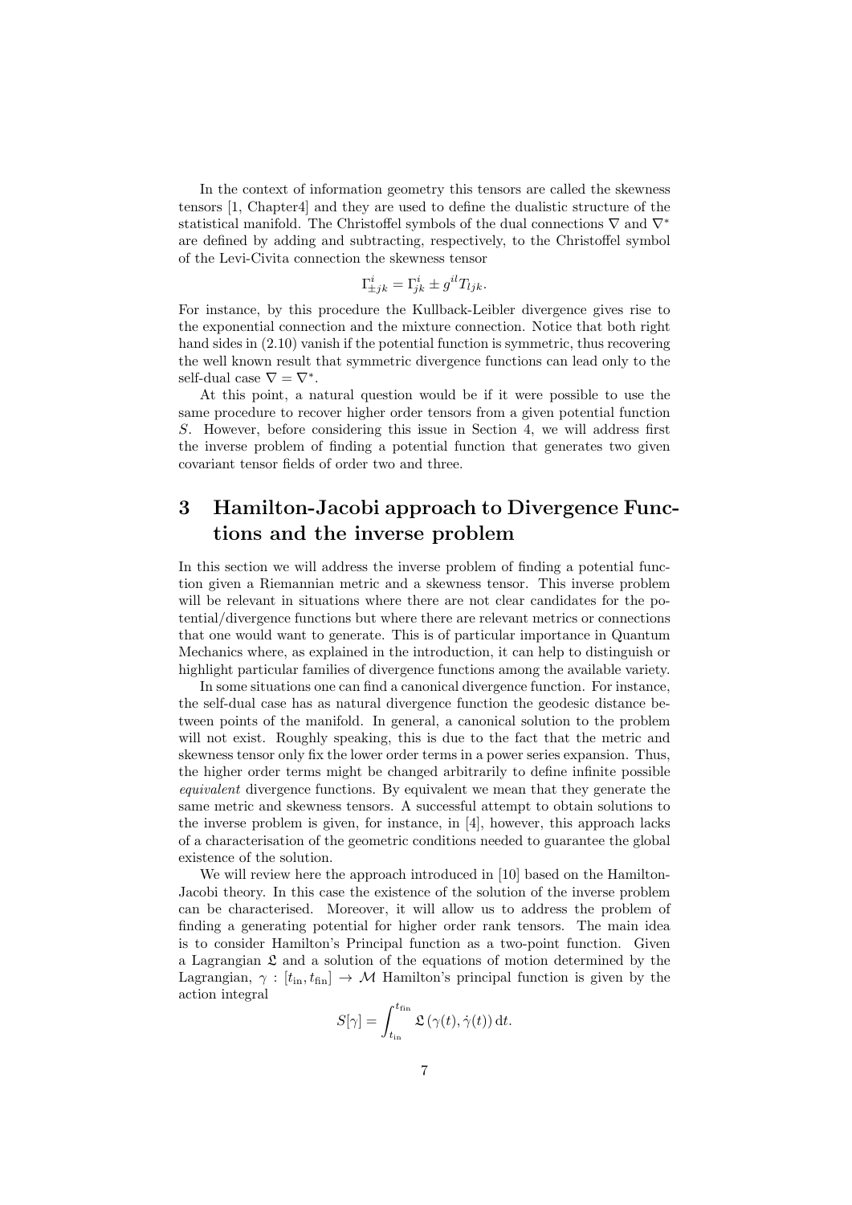In the context of information geometry this tensors are called the skewness tensors [1, Chapter4] and they are used to define the dualistic structure of the statistical manifold. The Christoffel symbols of the dual connections $\nabla$ and $\nabla^*$ are defined by adding and subtracting, respectively, to the Christoffel symbol of the Levi-Civita connection the skewness tensor

$$\Gamma^i_{\pm jk} = \Gamma^i_{jk} \pm g^{il} T_{ljk}.$$

For instance, by this procedure the Kullback-Leibler divergence gives rise to the exponential connection and the mixture connection. Notice that both right hand sides in (2.10) vanish if the potential function is symmetric, thus recovering the well known result that symmetric divergence functions can lead only to the self-dual case $\nabla = \nabla^*$.

At this point, a natural question would be if it were possible to use the same procedure to recover higher order tensors from a given potential function $S$. However, before considering this issue in Section 4, we will address first the inverse problem of finding a potential function that generates two given covariant tensor fields of order two and three.

# 3 Hamilton-Jacobi approach to Divergence Functions and the inverse problem

In this section we will address the inverse problem of finding a potential function given a Riemannian metric and a skewness tensor. This inverse problem will be relevant in situations where there are not clear candidates for the potential/divergence functions but where there are relevant metrics or connections that one would want to generate. This is of particular importance in Quantum Mechanics where, as explained in the introduction, it can help to distinguish or highlight particular families of divergence functions among the available variety.

In some situations one can find a canonical divergence function. For instance, the self-dual case has as natural divergence function the geodesic distance between points of the manifold. In general, a canonical solution to the problem will not exist. Roughly speaking, this is due to the fact that the metric and skewness tensor only fix the lower order terms in a power series expansion. Thus, the higher order terms might be changed arbitrarily to define infinite possible *equivalent* divergence functions. By equivalent we mean that they generate the same metric and skewness tensors. A successful attempt to obtain solutions to the inverse problem is given, for instance, in [4], however, this approach lacks of a characterisation of the geometric conditions needed to guarantee the global existence of the solution.

We will review here the approach introduced in [10] based on the Hamilton-Jacobi theory. In this case the existence of the solution of the inverse problem can be characterised. Moreover, it will allow us to address the problem of finding a generating potential for higher order rank tensors. The main idea is to consider Hamilton's Principal function as a two-point function. Given a Lagrangian $\mathfrak{L}$ and a solution of the equations of motion determined by the Lagrangian, $\gamma : [t_{\text{in}}, t_{\text{fin}}] \to \mathcal{M}$ Hamilton's principal function is given by the action integral

$$S[\gamma] = \int_{t_{\text{in}}}^{t_{\text{fin}}} \mathfrak{L}\left(\gamma(t), \dot{\gamma}(t)\right) \mathrm{d}t.$$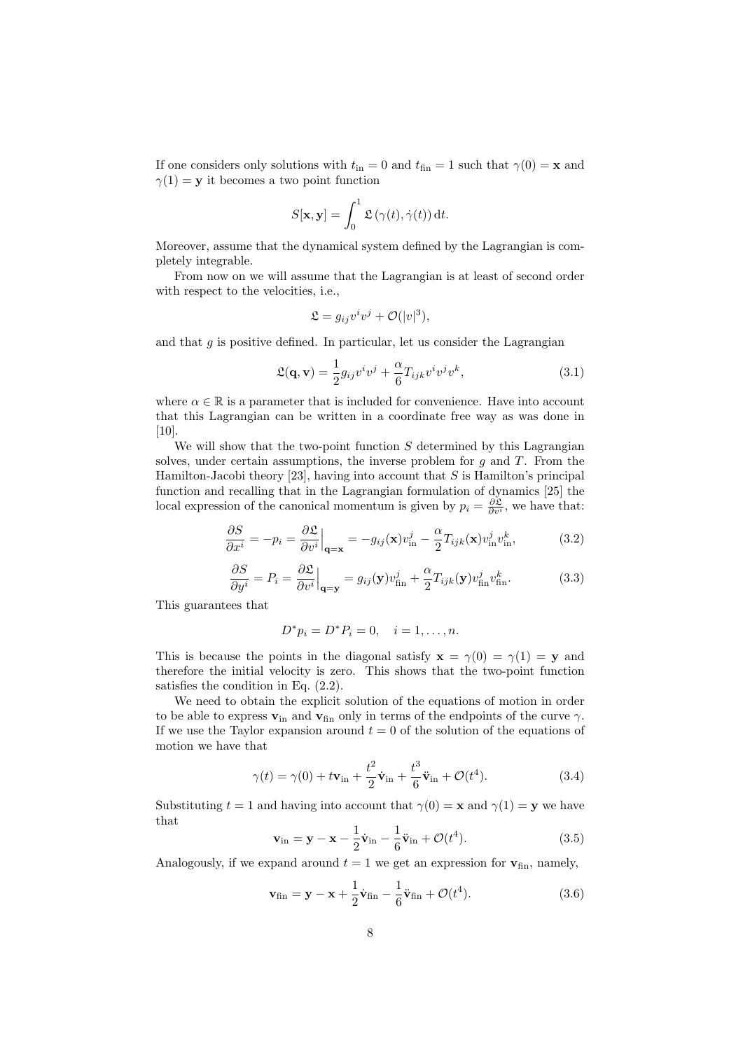If one considers only solutions with $t_{\mathrm{in}} = 0$ and $t_{\mathrm{fin}} = 1$ such that $\gamma(0) = \mathbf{x}$ and $\gamma(1) = \mathbf{y}$ it becomes a two point function

$$S[\mathbf{x}, \mathbf{y}] = \int_0^1 \mathfrak{L}\left(\gamma(t), \dot{\gamma}(t)\right) \mathrm{d}t.$$

Moreover, assume that the dynamical system defined by the Lagrangian is completely integrable.

From now on we will assume that the Lagrangian is at least of second order with respect to the velocities, i.e.,

$$\mathfrak{L} = g_{ij} v^i v^j + \mathcal{O}(|v|^3),$$

and that $g$ is positive defined. In particular, let us consider the Lagrangian

$$\mathfrak{L}(\mathbf{q}, \mathbf{v}) = \frac{1}{2} g_{ij} v^i v^j + \frac{\alpha}{6} T_{ijk} v^i v^j v^k, \tag{3.1}$$

where $\alpha \in \mathbb{R}$ is a parameter that is included for convenience. Have into account that this Lagrangian can be written in a coordinate free way as was done in [10].

We will show that the two-point function $S$ determined by this Lagrangian solves, under certain assumptions, the inverse problem for $g$ and $T$. From the Hamilton-Jacobi theory [23], having into account that $S$ is Hamilton's principal function and recalling that in the Lagrangian formulation of dynamics [25] the local expression of the canonical momentum is given by $p_i = \frac{\partial \mathfrak{L}}{\partial v^i}$, we have that:

$$\frac{\partial S}{\partial x^i} = -p_i = \frac{\partial \mathfrak{L}}{\partial v^i}\Big|_{\mathbf{q}=\mathbf{x}} = -g_{ij}(\mathbf{x}) v^j_{\mathrm{in}} - \frac{\alpha}{2} T_{ijk}(\mathbf{x}) v^j_{\mathrm{in}} v^k_{\mathrm{in}}, \tag{3.2}$$

$$\frac{\partial S}{\partial y^i} = P_i = \frac{\partial \mathfrak{L}}{\partial v^i}\Big|_{\mathbf{q}=\mathbf{y}} = g_{ij}(\mathbf{y}) v^j_{\mathrm{fin}} + \frac{\alpha}{2} T_{ijk}(\mathbf{y}) v^j_{\mathrm{fin}} v^k_{\mathrm{fin}}. \tag{3.3}$$

This guarantees that

$$D^* p_i = D^* P_i = 0, \quad i = 1, \ldots, n.$$

This is because the points in the diagonal satisfy $\mathbf{x} = \gamma(0) = \gamma(1) = \mathbf{y}$ and therefore the initial velocity is zero. This shows that the two-point function satisfies the condition in Eq. (2.2).

We need to obtain the explicit solution of the equations of motion in order to be able to express $\mathbf{v}_{\mathrm{in}}$ and $\mathbf{v}_{\mathrm{fin}}$ only in terms of the endpoints of the curve $\gamma$. If we use the Taylor expansion around $t = 0$ of the solution of the equations of motion we have that

$$\gamma(t) = \gamma(0) + t\mathbf{v}_{\mathrm{in}} + \frac{t^2}{2}\dot{\mathbf{v}}_{\mathrm{in}} + \frac{t^3}{6}\ddot{\mathbf{v}}_{\mathrm{in}} + \mathcal{O}(t^4). \tag{3.4}$$

Substituting $t = 1$ and having into account that $\gamma(0) = \mathbf{x}$ and $\gamma(1) = \mathbf{y}$ we have that

$$\mathbf{v}_{\mathrm{in}} = \mathbf{y} - \mathbf{x} - \frac{1}{2}\dot{\mathbf{v}}_{\mathrm{in}} - \frac{1}{6}\ddot{\mathbf{v}}_{\mathrm{in}} + \mathcal{O}(t^4). \tag{3.5}$$

Analogously, if we expand around $t = 1$ we get an expression for $\mathbf{v}_{\mathrm{fin}}$, namely,

$$\mathbf{v}_{\mathrm{fin}} = \mathbf{y} - \mathbf{x} + \frac{1}{2}\dot{\mathbf{v}}_{\mathrm{fin}} - \frac{1}{6}\ddot{\mathbf{v}}_{\mathrm{fin}} + \mathcal{O}(t^4). \tag{3.6}$$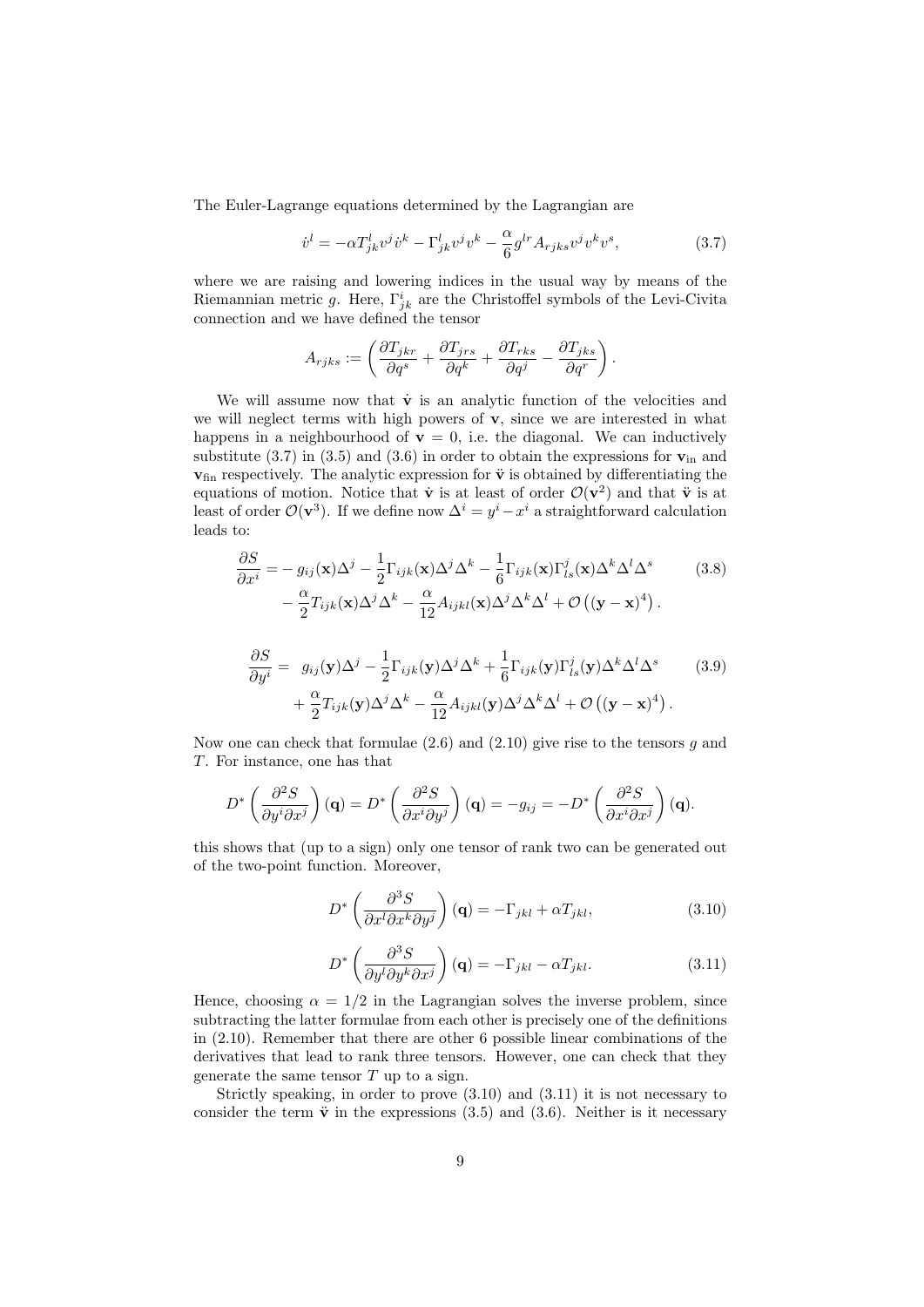The Euler-Lagrange equations determined by the Lagrangian are

$$\dot{v}^l = -\alpha T^l_{jk} v^j \dot{v}^k - \Gamma^l_{jk} v^j v^k - \frac{\alpha}{6} g^{lr} A_{rjks} v^j v^k v^s, \tag{3.7}$$

where we are raising and lowering indices in the usual way by means of the Riemannian metric $g$. Here, $\Gamma^i_{jk}$ are the Christoffel symbols of the Levi-Civita connection and we have defined the tensor

$$A_{rjks} := \left( \frac{\partial T_{jkr}}{\partial q^s} + \frac{\partial T_{jrs}}{\partial q^k} + \frac{\partial T_{rks}}{\partial q^j} - \frac{\partial T_{jks}}{\partial q^r} \right).$$

We will assume now that $\dot{\mathbf{v}}$ is an analytic function of the velocities and we will neglect terms with high powers of $\mathbf{v}$, since we are interested in what happens in a neighbourhood of $\mathbf{v} = 0$, i.e. the diagonal. We can inductively substitute (3.7) in (3.5) and (3.6) in order to obtain the expressions for $\mathbf{v}_{\text{in}}$ and $\mathbf{v}_{\text{fin}}$ respectively. The analytic expression for $\ddot{\mathbf{v}}$ is obtained by differentiating the equations of motion. Notice that $\dot{\mathbf{v}}$ is at least of order $\mathcal{O}(\mathbf{v}^2)$ and that $\ddot{\mathbf{v}}$ is at least of order $\mathcal{O}(\mathbf{v}^3)$. If we define now $\Delta^i = y^i - x^i$ a straightforward calculation leads to:

$$\begin{aligned} \frac{\partial S}{\partial x^i} = &- g_{ij}(\mathbf{x})\Delta^j - \frac{1}{2}\Gamma_{ijk}(\mathbf{x})\Delta^j\Delta^k - \frac{1}{6}\Gamma_{ijk}(\mathbf{x})\Gamma^j_{ls}(\mathbf{x})\Delta^k\Delta^l\Delta^s \\ &- \frac{\alpha}{2}T_{ijk}(\mathbf{x})\Delta^j\Delta^k - \frac{\alpha}{12}A_{ijkl}(\mathbf{x})\Delta^j\Delta^k\Delta^l + \mathcal{O}\left((\mathbf{y}-\mathbf{x})^4\right). \end{aligned} \tag{3.8}$$

$$\begin{aligned} \frac{\partial S}{\partial y^i} = &\ g_{ij}(\mathbf{y})\Delta^j - \frac{1}{2}\Gamma_{ijk}(\mathbf{y})\Delta^j\Delta^k + \frac{1}{6}\Gamma_{ijk}(\mathbf{y})\Gamma^j_{ls}(\mathbf{y})\Delta^k\Delta^l\Delta^s \\ &+ \frac{\alpha}{2}T_{ijk}(\mathbf{y})\Delta^j\Delta^k - \frac{\alpha}{12}A_{ijkl}(\mathbf{y})\Delta^j\Delta^k\Delta^l + \mathcal{O}\left((\mathbf{y}-\mathbf{x})^4\right). \end{aligned} \tag{3.9}$$

Now one can check that formulae (2.6) and (2.10) give rise to the tensors $g$ and $T$. For instance, one has that

$$D^*\left(\frac{\partial^2 S}{\partial y^i \partial x^j}\right)(\mathbf{q}) = D^*\left(\frac{\partial^2 S}{\partial x^i \partial y^j}\right)(\mathbf{q}) = -g_{ij} = -D^*\left(\frac{\partial^2 S}{\partial x^i \partial x^j}\right)(\mathbf{q}).$$

this shows that (up to a sign) only one tensor of rank two can be generated out of the two-point function. Moreover,

$$D^*\left(\frac{\partial^3 S}{\partial x^l \partial x^k \partial y^j}\right)(\mathbf{q}) = -\Gamma_{jkl} + \alpha T_{jkl}, \tag{3.10}$$

$$D^*\left(\frac{\partial^3 S}{\partial y^l \partial y^k \partial x^j}\right)(\mathbf{q}) = -\Gamma_{jkl} - \alpha T_{jkl}. \tag{3.11}$$

Hence, choosing $\alpha = 1/2$ in the Lagrangian solves the inverse problem, since subtracting the latter formulae from each other is precisely one of the definitions in (2.10). Remember that there are other 6 possible linear combinations of the derivatives that lead to rank three tensors. However, one can check that they generate the same tensor $T$ up to a sign.

Strictly speaking, in order to prove (3.10) and (3.11) it is not necessary to consider the term $\ddot{\mathbf{v}}$ in the expressions (3.5) and (3.6). Neither is it necessary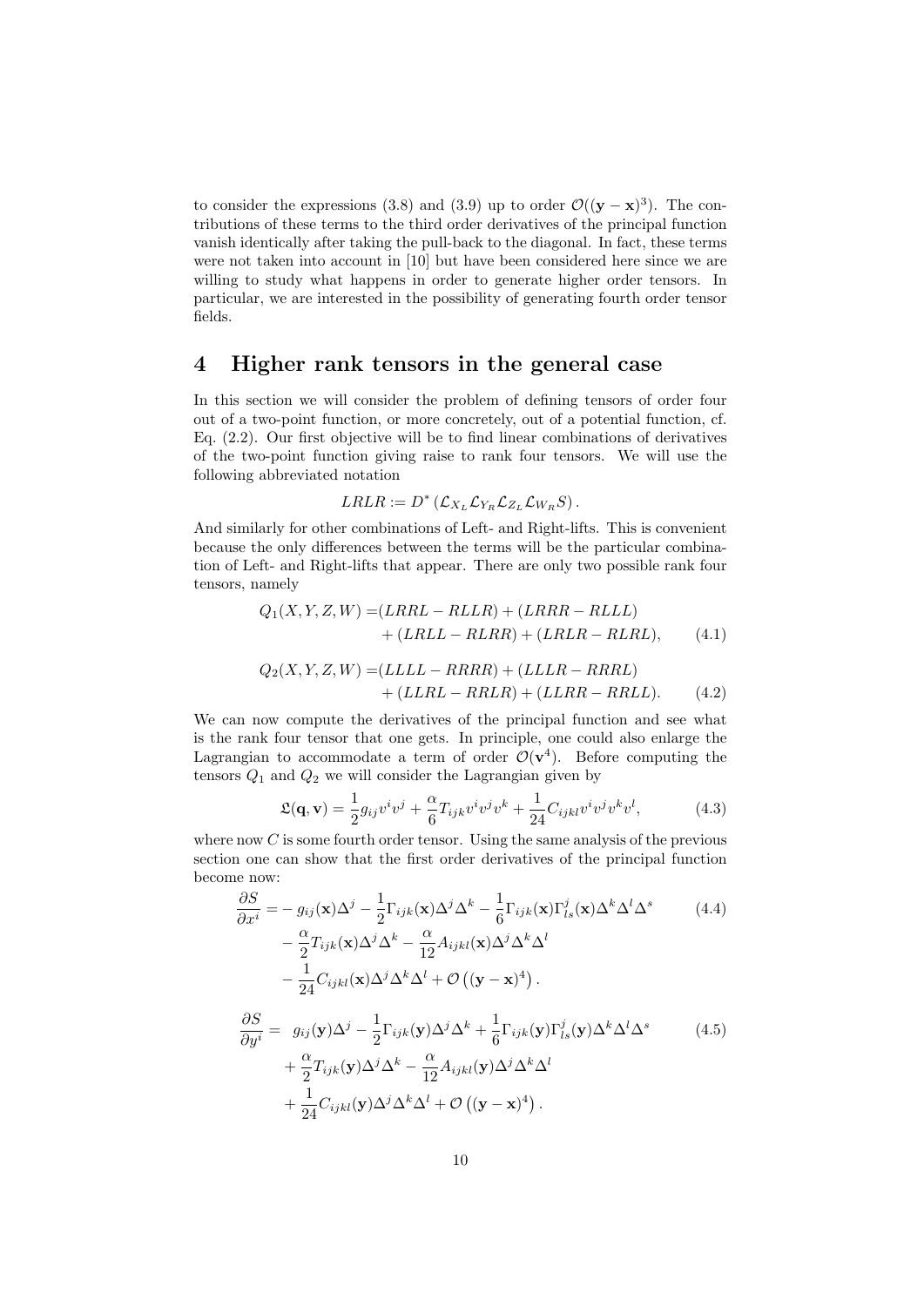to consider the expressions (3.8) and (3.9) up to order $\mathcal{O}((\mathbf{y}-\mathbf{x})^3)$. The contributions of these terms to the third order derivatives of the principal function vanish identically after taking the pull-back to the diagonal. In fact, these terms were not taken into account in [10] but have been considered here since we are willing to study what happens in order to generate higher order tensors. In particular, we are interested in the possibility of generating fourth order tensor fields.

## 4 Higher rank tensors in the general case

In this section we will consider the problem of defining tensors of order four out of a two-point function, or more concretely, out of a potential function, cf. Eq. (2.2). Our first objective will be to find linear combinations of derivatives of the two-point function giving raise to rank four tensors. We will use the following abbreviated notation

$$LRLR := D^* \left( \mathcal{L}_{X_L} \mathcal{L}_{Y_R} \mathcal{L}_{Z_L} \mathcal{L}_{W_R} S \right).$$

And similarly for other combinations of Left- and Right-lifts. This is convenient because the only differences between the terms will be the particular combination of Left- and Right-lifts that appear. There are only two possible rank four tensors, namely

$$\begin{aligned} Q_1(X,Y,Z,W) =& (LRRL - RLLR) + (LRRR - RLLL) \\ &+ (LRLL - RLRR) + (LRLR - RLRL), \end{aligned} \tag{4.1}$$

$$\begin{aligned} Q_2(X,Y,Z,W) =& (LLLL - RRRR) + (LLLR - RRRL) \\ &+ (LLRL - RRLR) + (LLRR - RRLL). \end{aligned} \tag{4.2}$$

We can now compute the derivatives of the principal function and see what is the rank four tensor that one gets. In principle, one could also enlarge the Lagrangian to accommodate a term of order $\mathcal{O}(\mathbf{v}^4)$. Before computing the tensors $Q_1$ and $Q_2$ we will consider the Lagrangian given by

$$\mathfrak{L}(\mathbf{q},\mathbf{v}) = \frac{1}{2} g_{ij} v^i v^j + \frac{\alpha}{6} T_{ijk} v^i v^j v^k + \frac{1}{24} C_{ijkl} v^i v^j v^k v^l, \tag{4.3}$$

where now $C$ is some fourth order tensor. Using the same analysis of the previous section one can show that the first order derivatives of the principal function become now:

$$\begin{aligned} \frac{\partial S}{\partial x^i} =& - g_{ij}(\mathbf{x})\Delta^j - \frac{1}{2}\Gamma_{ijk}(\mathbf{x})\Delta^j\Delta^k - \frac{1}{6}\Gamma_{ijk}(\mathbf{x})\Gamma^j_{ls}(\mathbf{x})\Delta^k\Delta^l\Delta^s \\ &- \frac{\alpha}{2}T_{ijk}(\mathbf{x})\Delta^j\Delta^k - \frac{\alpha}{12}A_{ijkl}(\mathbf{x})\Delta^j\Delta^k\Delta^l \\ &- \frac{1}{24}C_{ijkl}(\mathbf{x})\Delta^j\Delta^k\Delta^l + \mathcal{O}\left((\mathbf{y}-\mathbf{x})^4\right). \end{aligned} \tag{4.4}$$

$$\begin{aligned} \frac{\partial S}{\partial y^i} =& \; g_{ij}(\mathbf{y})\Delta^j - \frac{1}{2}\Gamma_{ijk}(\mathbf{y})\Delta^j\Delta^k + \frac{1}{6}\Gamma_{ijk}(\mathbf{y})\Gamma^j_{ls}(\mathbf{y})\Delta^k\Delta^l\Delta^s \\ &+ \frac{\alpha}{2}T_{ijk}(\mathbf{y})\Delta^j\Delta^k - \frac{\alpha}{12}A_{ijkl}(\mathbf{y})\Delta^j\Delta^k\Delta^l \\ &+ \frac{1}{24}C_{ijkl}(\mathbf{y})\Delta^j\Delta^k\Delta^l + \mathcal{O}\left((\mathbf{y}-\mathbf{x})^4\right). \end{aligned} \tag{4.5}$$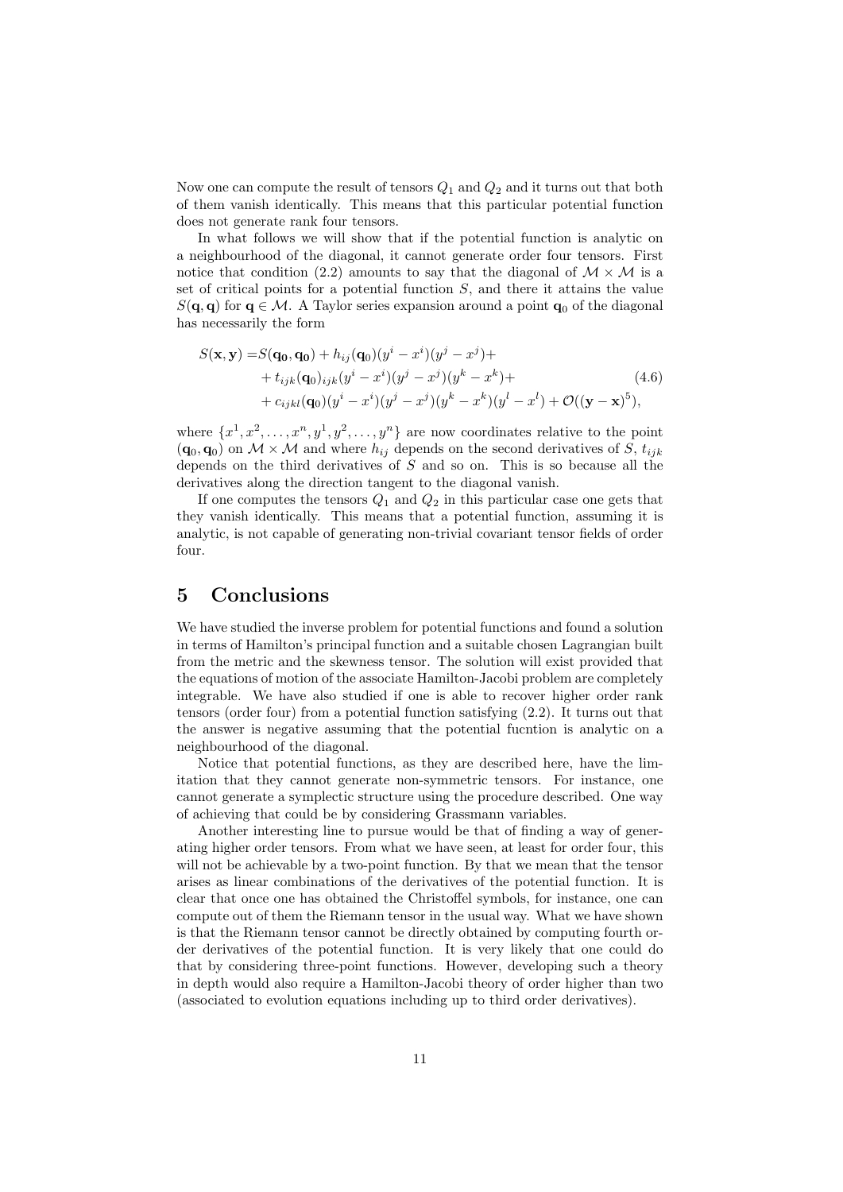Now one can compute the result of tensors $Q_1$ and $Q_2$ and it turns out that both of them vanish identically. This means that this particular potential function does not generate rank four tensors.

In what follows we will show that if the potential function is analytic on a neighbourhood of the diagonal, it cannot generate order four tensors. First notice that condition (2.2) amounts to say that the diagonal of $\mathcal{M} \times \mathcal{M}$ is a set of critical points for a potential function $S$, and there it attains the value $S(\mathbf{q}, \mathbf{q})$ for $\mathbf{q} \in \mathcal{M}$. A Taylor series expansion around a point $\mathbf{q}_0$ of the diagonal has necessarily the form

$$
\begin{aligned}
S(\mathbf{x}, \mathbf{y}) = & S(\mathbf{q_0}, \mathbf{q_0}) + h_{ij}(\mathbf{q}_0)(y^i - x^i)(y^j - x^j) + \\
& + t_{ijk}(\mathbf{q}_0)_{ijk}(y^i - x^i)(y^j - x^j)(y^k - x^k) + \\
& + c_{ijkl}(\mathbf{q}_0)(y^i - x^i)(y^j - x^j)(y^k - x^k)(y^l - x^l) + \mathcal{O}((\mathbf{y} - \mathbf{x})^5),
\end{aligned}
\tag{4.6}
$$

where $\{x^1, x^2, \ldots, x^n, y^1, y^2, \ldots, y^n\}$ are now coordinates relative to the point $(\mathbf{q}_0, \mathbf{q}_0)$ on $\mathcal{M} \times \mathcal{M}$ and where $h_{ij}$ depends on the second derivatives of $S$, $t_{ijk}$ depends on the third derivatives of $S$ and so on. This is so because all the derivatives along the direction tangent to the diagonal vanish.

If one computes the tensors $Q_1$ and $Q_2$ in this particular case one gets that they vanish identically. This means that a potential function, assuming it is analytic, is not capable of generating non-trivial covariant tensor fields of order four.

# 5 Conclusions

We have studied the inverse problem for potential functions and found a solution in terms of Hamilton's principal function and a suitable chosen Lagrangian built from the metric and the skewness tensor. The solution will exist provided that the equations of motion of the associate Hamilton-Jacobi problem are completely integrable. We have also studied if one is able to recover higher order rank tensors (order four) from a potential function satisfying (2.2). It turns out that the answer is negative assuming that the potential fucntion is analytic on a neighbourhood of the diagonal.

Notice that potential functions, as they are described here, have the limitation that they cannot generate non-symmetric tensors. For instance, one cannot generate a symplectic structure using the procedure described. One way of achieving that could be by considering Grassmann variables.

Another interesting line to pursue would be that of finding a way of generating higher order tensors. From what we have seen, at least for order four, this will not be achievable by a two-point function. By that we mean that the tensor arises as linear combinations of the derivatives of the potential function. It is clear that once one has obtained the Christoffel symbols, for instance, one can compute out of them the Riemann tensor in the usual way. What we have shown is that the Riemann tensor cannot be directly obtained by computing fourth order derivatives of the potential function. It is very likely that one could do that by considering three-point functions. However, developing such a theory in depth would also require a Hamilton-Jacobi theory of order higher than two (associated to evolution equations including up to third order derivatives).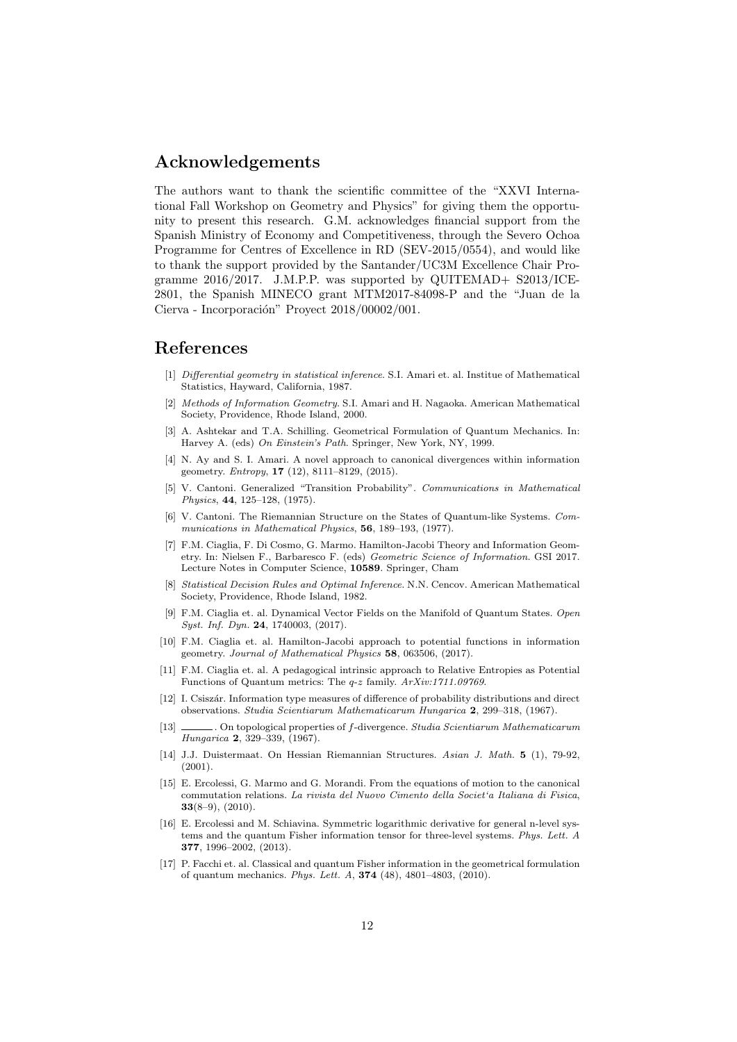## Acknowledgements

The authors want to thank the scientific committee of the "XXVI International Fall Workshop on Geometry and Physics" for giving them the opportunity to present this research. G.M. acknowledges financial support from the Spanish Ministry of Economy and Competitiveness, through the Severo Ochoa Programme for Centres of Excellence in RD (SEV-2015/0554), and would like to thank the support provided by the Santander/UC3M Excellence Chair Programme 2016/2017. J.M.P.P. was supported by QUITEMAD+ S2013/ICE-2801, the Spanish MINECO grant MTM2017-84098-P and the "Juan de la Cierva - Incorporación" Proyect 2018/00002/001.

## References

[1] *Differential geometry in statistical inference*. S.I. Amari et. al. Institue of Mathematical Statistics, Hayward, California, 1987.

[2] *Methods of Information Geometry*. S.I. Amari and H. Nagaoka. American Mathematical Society, Providence, Rhode Island, 2000.

[3] A. Ashtekar and T.A. Schilling. Geometrical Formulation of Quantum Mechanics. In: Harvey A. (eds) *On Einstein's Path*. Springer, New York, NY, 1999.

[4] N. Ay and S. I. Amari. A novel approach to canonical divergences within information geometry. *Entropy*, **17** (12), 8111–8129, (2015).

[5] V. Cantoni. Generalized "Transition Probability". *Communications in Mathematical Physics*, **44**, 125–128, (1975).

[6] V. Cantoni. The Riemannian Structure on the States of Quantum-like Systems. *Communications in Mathematical Physics*, **56**, 189–193, (1977).

[7] F.M. Ciaglia, F. Di Cosmo, G. Marmo. Hamilton-Jacobi Theory and Information Geometry. In: Nielsen F., Barbaresco F. (eds) *Geometric Science of Information*. GSI 2017. Lecture Notes in Computer Science, **10589**. Springer, Cham

[8] *Statistical Decision Rules and Optimal Inference*. N.N. Cencov. American Mathematical Society, Providence, Rhode Island, 1982.

[9] F.M. Ciaglia et. al. Dynamical Vector Fields on the Manifold of Quantum States. *Open Syst. Inf. Dyn.* **24**, 1740003, (2017).

[10] F.M. Ciaglia et. al. Hamilton-Jacobi approach to potential functions in information geometry. *Journal of Mathematical Physics* **58**, 063506, (2017).

[11] F.M. Ciaglia et. al. A pedagogical intrinsic approach to Relative Entropies as Potential Functions of Quantum metrics: The *q-z* family. *ArXiv:1711.09769*.

[12] I. Csiszár. Information type measures of difference of probability distributions and direct observations. *Studia Scientiarum Mathematicarum Hungarica* **2**, 299–318, (1967).

[13] ______. On topological properties of *f*-divergence. *Studia Scientiarum Mathematicarum Hungarica* **2**, 329–339, (1967).

[14] J.J. Duistermaat. On Hessian Riemannian Structures. *Asian J. Math.* **5** (1), 79-92, (2001).

[15] E. Ercolessi, G. Marmo and G. Morandi. From the equations of motion to the canonical commutation relations. *La rivista del Nuovo Cimento della Societ'a Italiana di Fisica*, **33**(8–9), (2010).

[16] E. Ercolessi and M. Schiavina. Symmetric logarithmic derivative for general n-level systems and the quantum Fisher information tensor for three-level systems. *Phys. Lett. A* **377**, 1996–2002, (2013).

[17] P. Facchi et. al. Classical and quantum Fisher information in the geometrical formulation of quantum mechanics. *Phys. Lett. A*, **374** (48), 4801–4803, (2010).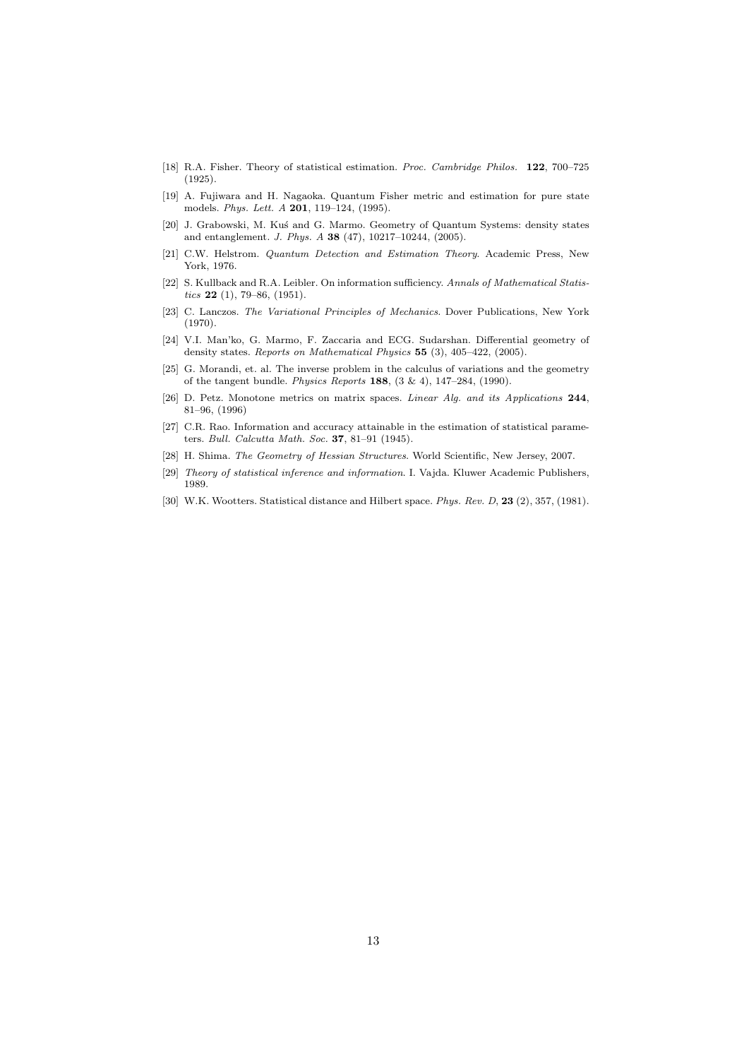[18] R.A. Fisher. Theory of statistical estimation. *Proc. Cambridge Philos.* **122**, 700–725 (1925).

[19] A. Fujiwara and H. Nagaoka. Quantum Fisher metric and estimation for pure state models. *Phys. Lett. A* **201**, 119–124, (1995).

[20] J. Grabowski, M. Kuś and G. Marmo. Geometry of Quantum Systems: density states and entanglement. *J. Phys. A* **38** (47), 10217–10244, (2005).

[21] C.W. Helstrom. *Quantum Detection and Estimation Theory*. Academic Press, New York, 1976.

[22] S. Kullback and R.A. Leibler. On information sufficiency. *Annals of Mathematical Statistics* **22** (1), 79–86, (1951).

[23] C. Lanczos. *The Variational Principles of Mechanics*. Dover Publications, New York (1970).

[24] V.I. Man'ko, G. Marmo, F. Zaccaria and ECG. Sudarshan. Differential geometry of density states. *Reports on Mathematical Physics* **55** (3), 405–422, (2005).

[25] G. Morandi, et. al. The inverse problem in the calculus of variations and the geometry of the tangent bundle. *Physics Reports* **188**, (3 & 4), 147–284, (1990).

[26] D. Petz. Monotone metrics on matrix spaces. *Linear Alg. and its Applications* **244**, 81–96, (1996)

[27] C.R. Rao. Information and accuracy attainable in the estimation of statistical parameters. *Bull. Calcutta Math. Soc.* **37**, 81–91 (1945).

[28] H. Shima. *The Geometry of Hessian Structures*. World Scientific, New Jersey, 2007.

[29] *Theory of statistical inference and information*. I. Vajda. Kluwer Academic Publishers, 1989.

[30] W.K. Wootters. Statistical distance and Hilbert space. *Phys. Rev. D*, **23** (2), 357, (1981).